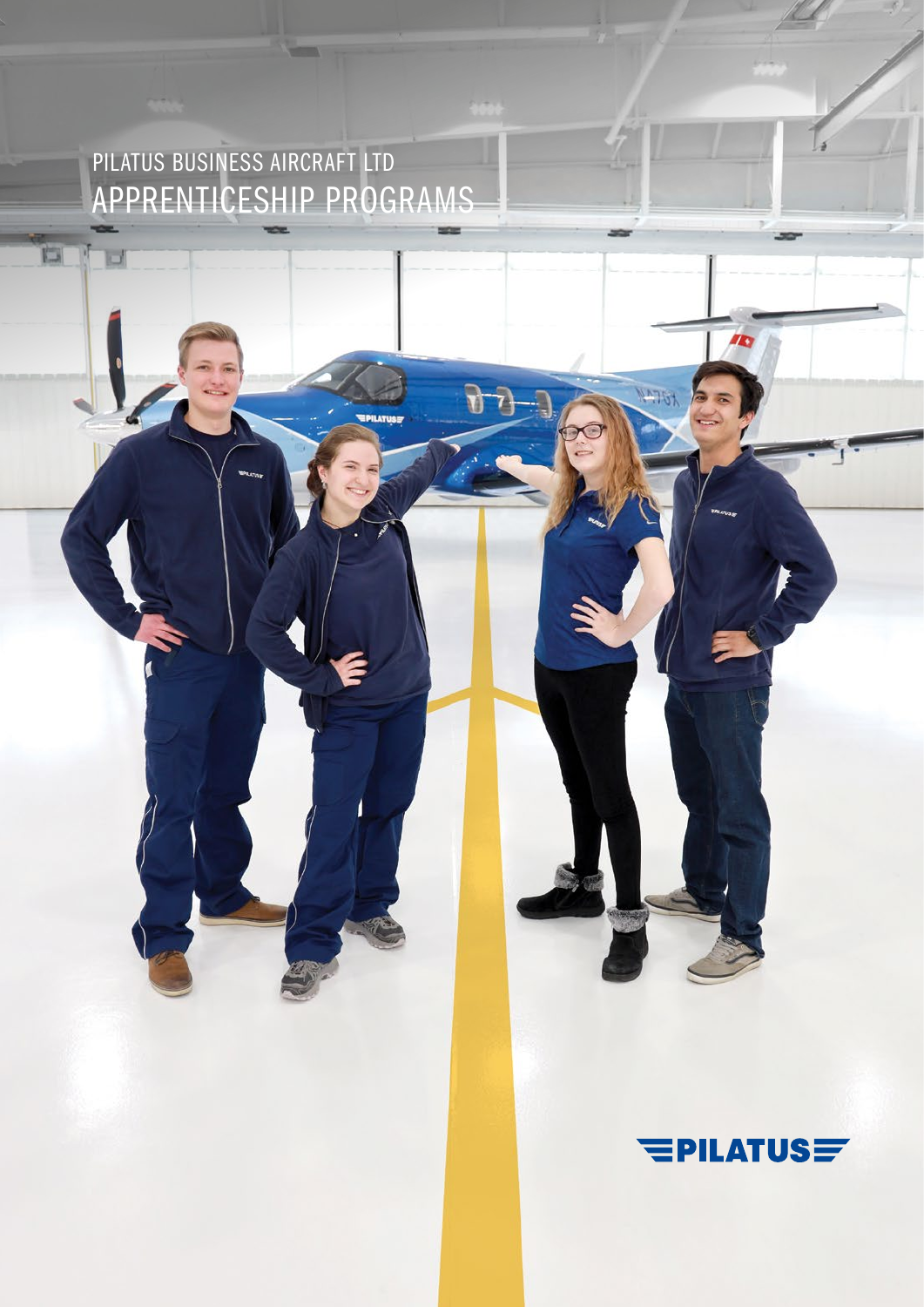PILATUS BUSINESS AIRCRAFT LTD

# APPRENTICESHIP PROGRAMS

PILATUS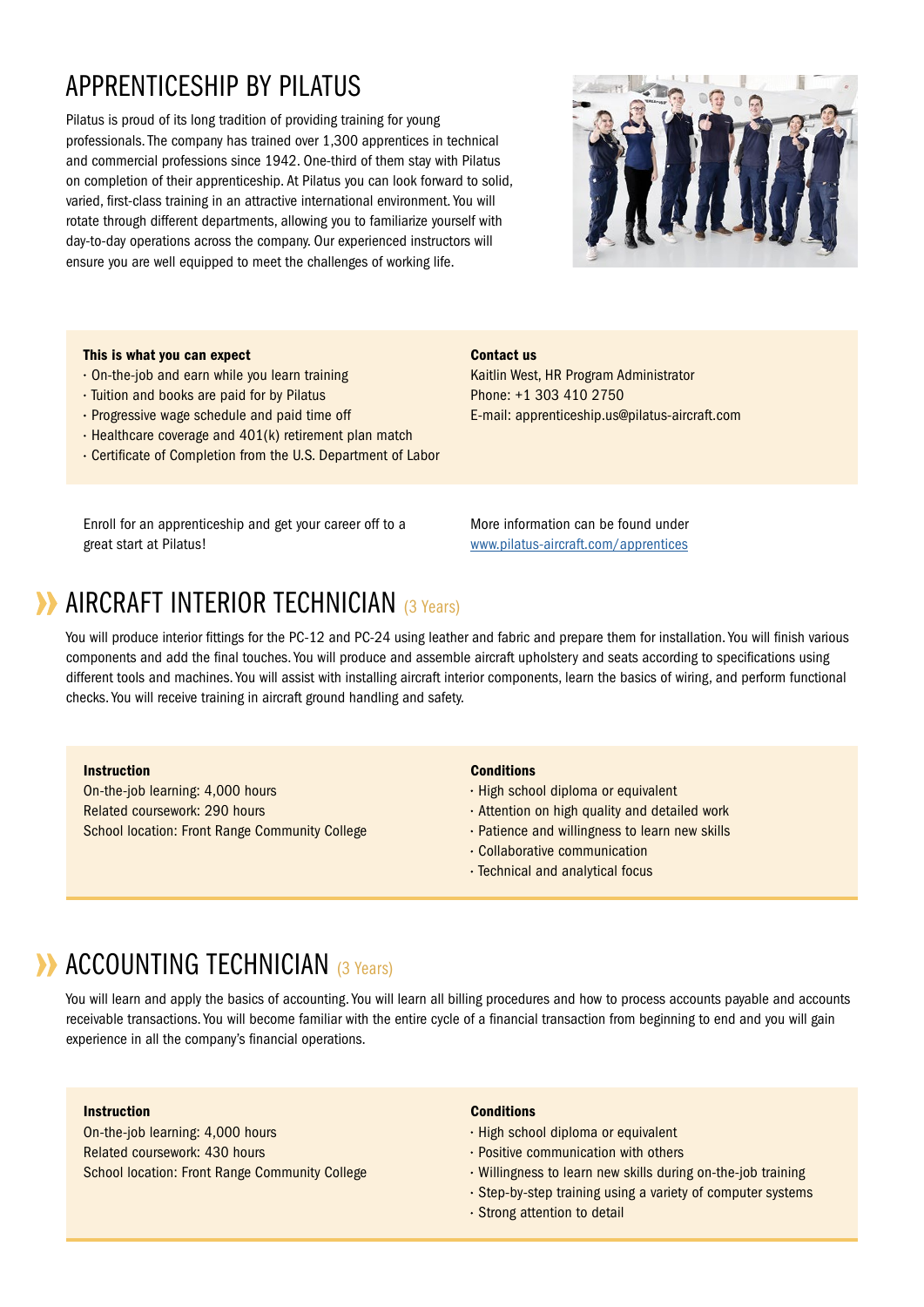# APPRENTICESHIP BY PILATUS

Pilatus is proud of its long tradition of providing training for young professionals. The company has trained over 1,300 apprentices in technical and commercial professions since 1942. One-third of them stay with Pilatus on completion of their apprenticeship. At Pilatus you can look forward to solid, varied, first-class training in an attractive international environment. You will rotate through different departments, allowing you to familiarize yourself with day-to-day operations across the company. Our experienced instructors will ensure you are well equipped to meet the challenges of working life.

**This is what you can expect**

- On-the-job and earn while you learn training
- Tuition and books are paid for by Pilatus
- Progressive wage schedule and paid time off
- Healthcare coverage and 401(k) retirement plan match
- Certificate of Completion from the U.S. Department of Labor

**Contact us**

Kaitlin West, HR Program Administrator
Phone: +1 303 410 2750
E-mail: apprenticeship.us@pilatus-aircraft.com

Enroll for an apprenticeship and get your career off to a great start at Pilatus!

More information can be found under [www.pilatus-aircraft.com/apprentices](http://www.pilatus-aircraft.com/apprentices)

## AIRCRAFT INTERIOR TECHNICIAN (3 Years)

You will produce interior fittings for the PC-12 and PC-24 using leather and fabric and prepare them for installation. You will finish various components and add the final touches. You will produce and assemble aircraft upholstery and seats according to specifications using different tools and machines. You will assist with installing aircraft interior components, learn the basics of wiring, and perform functional checks. You will receive training in aircraft ground handling and safety.

**Instruction**

On-the-job learning: 4,000 hours
Related coursework: 290 hours
School location: Front Range Community College

**Conditions**

- High school diploma or equivalent
- Attention on high quality and detailed work
- Patience and willingness to learn new skills
- Collaborative communication
- Technical and analytical focus

## ACCOUNTING TECHNICIAN (3 Years)

You will learn and apply the basics of accounting. You will learn all billing procedures and how to process accounts payable and accounts receivable transactions. You will become familiar with the entire cycle of a financial transaction from beginning to end and you will gain experience in all the company's financial operations.

**Instruction**

On-the-job learning: 4,000 hours
Related coursework: 430 hours
School location: Front Range Community College

**Conditions**

- High school diploma or equivalent
- Positive communication with others
- Willingness to learn new skills during on-the-job training
- Step-by-step training using a variety of computer systems
- Strong attention to detail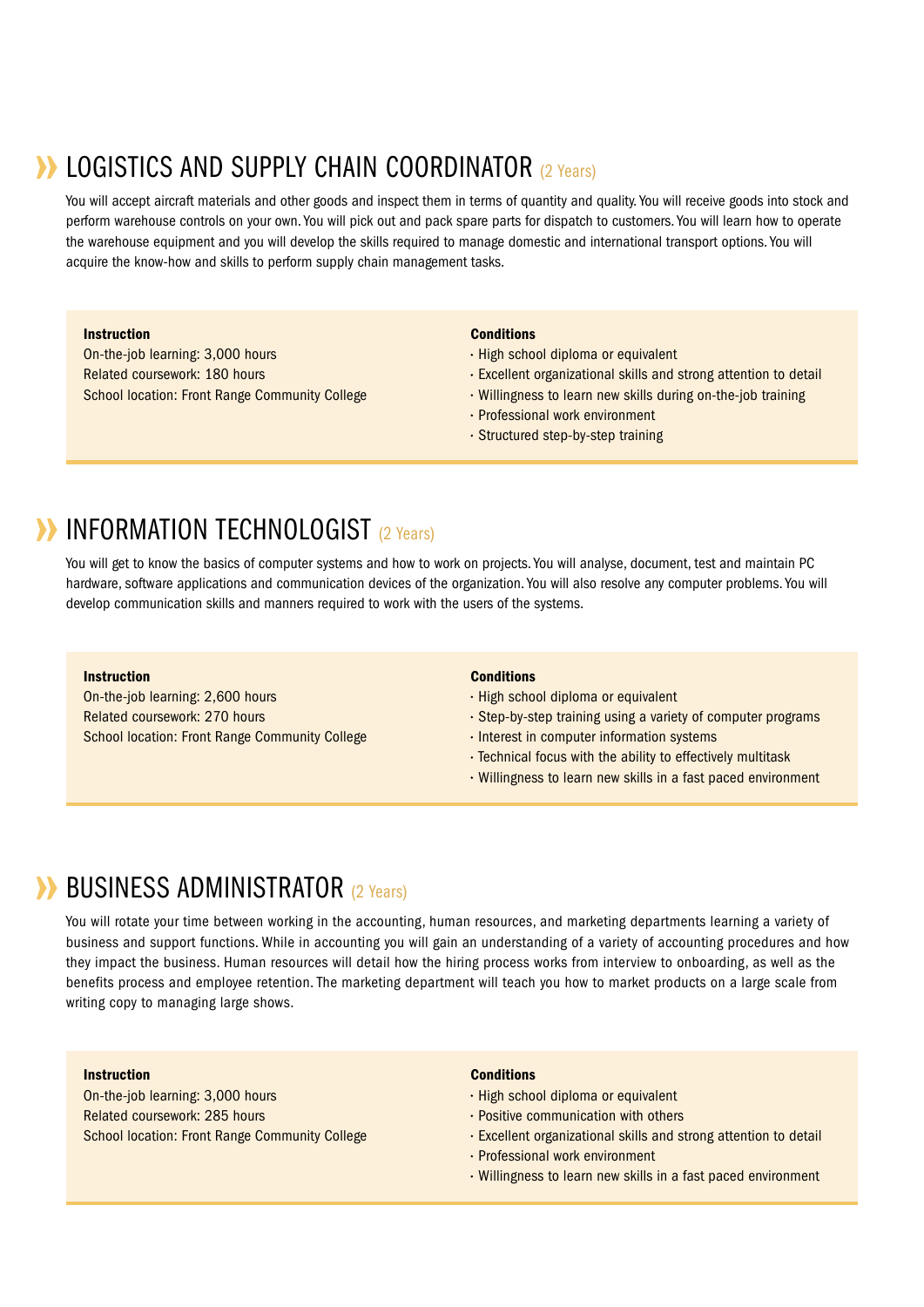## LOGISTICS AND SUPPLY CHAIN COORDINATOR (2 Years)

You will accept aircraft materials and other goods and inspect them in terms of quantity and quality. You will receive goods into stock and perform warehouse controls on your own. You will pick out and pack spare parts for dispatch to customers. You will learn how to operate the warehouse equipment and you will develop the skills required to manage domestic and international transport options. You will acquire the know-how and skills to perform supply chain management tasks.

**Instruction**

On-the-job learning: 3,000 hours
Related coursework: 180 hours
School location: Front Range Community College

**Conditions**

- High school diploma or equivalent
- Excellent organizational skills and strong attention to detail
- Willingness to learn new skills during on-the-job training
- Professional work environment
- Structured step-by-step training

## INFORMATION TECHNOLOGIST (2 Years)

You will get to know the basics of computer systems and how to work on projects. You will analyse, document, test and maintain PC hardware, software applications and communication devices of the organization. You will also resolve any computer problems. You will develop communication skills and manners required to work with the users of the systems.

**Instruction**

On-the-job learning: 2,600 hours
Related coursework: 270 hours
School location: Front Range Community College

**Conditions**

- High school diploma or equivalent
- Step-by-step training using a variety of computer programs
- Interest in computer information systems
- Technical focus with the ability to effectively multitask
- Willingness to learn new skills in a fast paced environment

## BUSINESS ADMINISTRATOR (2 Years)

You will rotate your time between working in the accounting, human resources, and marketing departments learning a variety of business and support functions. While in accounting you will gain an understanding of a variety of accounting procedures and how they impact the business. Human resources will detail how the hiring process works from interview to onboarding, as well as the benefits process and employee retention. The marketing department will teach you how to market products on a large scale from writing copy to managing large shows.

**Instruction**

On-the-job learning: 3,000 hours
Related coursework: 285 hours
School location: Front Range Community College

**Conditions**

- High school diploma or equivalent
- Positive communication with others
- Excellent organizational skills and strong attention to detail
- Professional work environment
- Willingness to learn new skills in a fast paced environment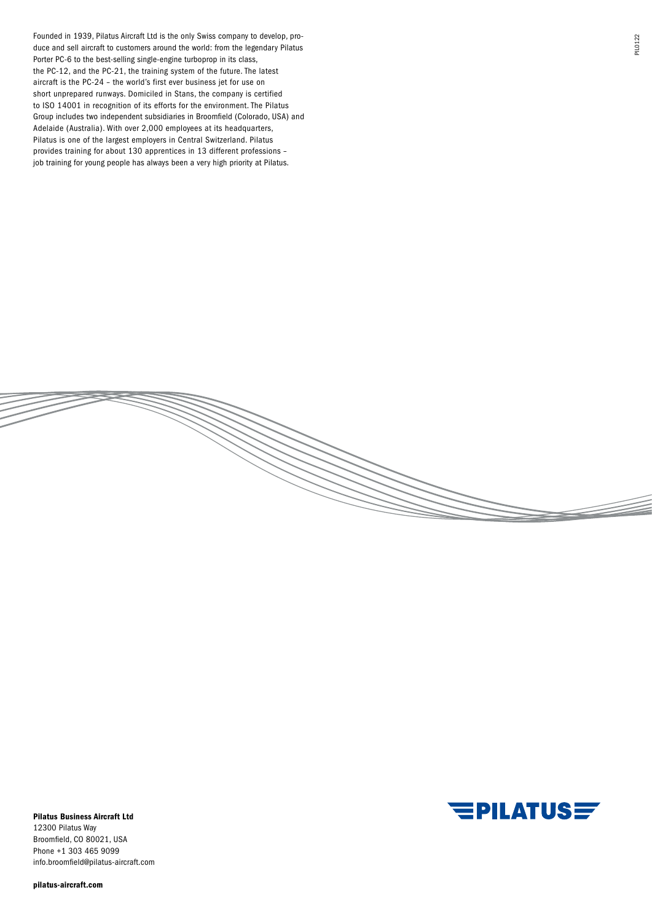Founded in 1939, Pilatus Aircraft Ltd is the only Swiss company to develop, produce and sell aircraft to customers around the world: from the legendary Pilatus Porter PC-6 to the best-selling single-engine turboprop in its class, the PC-12, and the PC-21, the training system of the future. The latest aircraft is the PC-24 – the world's first ever business jet for use on short unprepared runways. Domiciled in Stans, the company is certified to ISO 14001 in recognition of its efforts for the environment. The Pilatus Group includes two independent subsidiaries in Broomfield (Colorado, USA) and Adelaide (Australia). With over 2,000 employees at its headquarters, Pilatus is one of the largest employers in Central Switzerland. Pilatus provides training for about 130 apprentices in 13 different professions – job training for young people has always been a very high priority at Pilatus.

PIL0122

**Pilatus Business Aircraft Ltd**
12300 Pilatus Way
Broomfield, CO 80021, USA
Phone +1 303 465 9099
info.broomfield@pilatus-aircraft.com

PILATUS

**pilatus-aircraft.com**